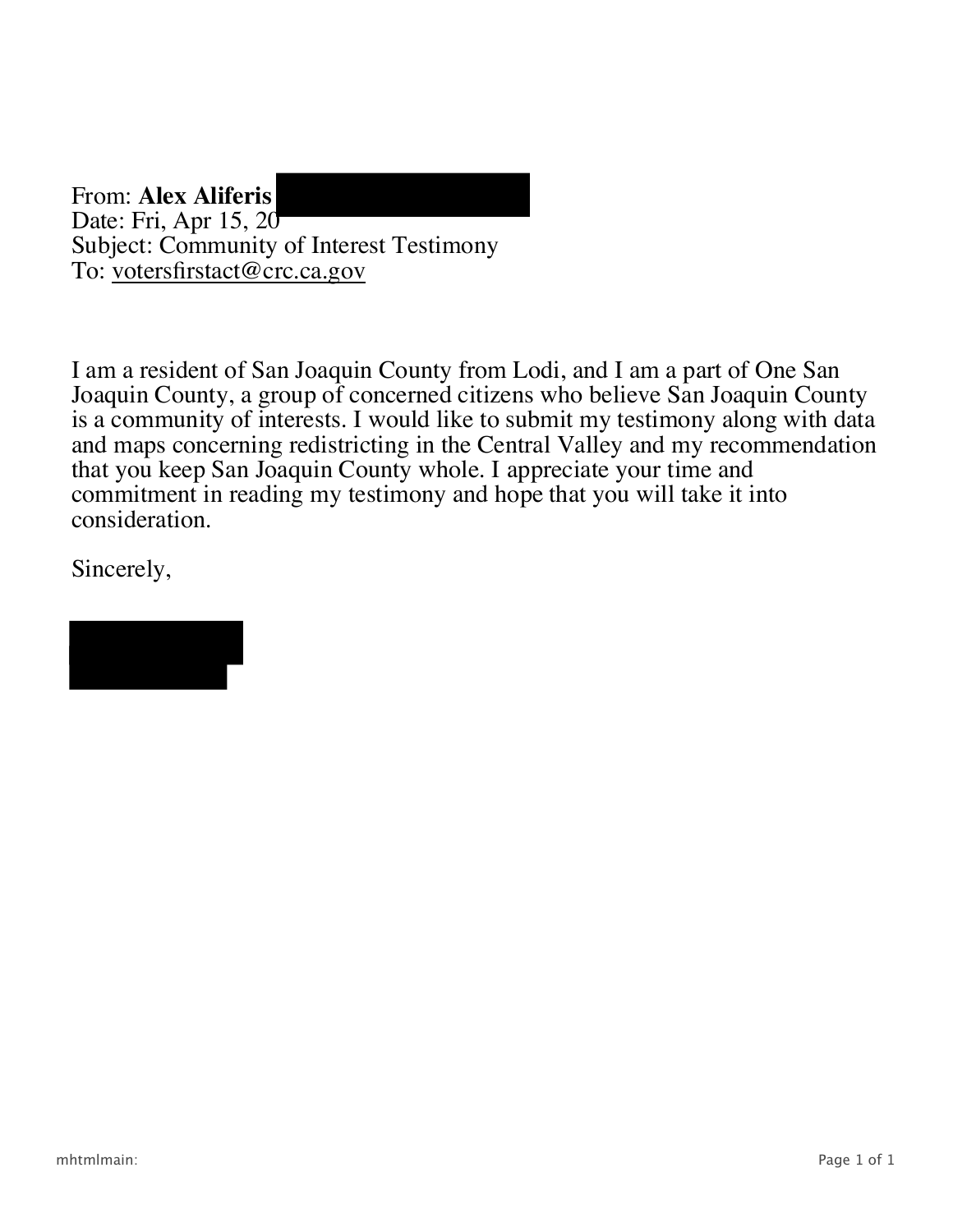From: **Alex Aliferis**
Date: Fri, Apr 15, 20
Subject: Community of Interest Testimony
To: votersfirstact@crc.ca.gov

I am a resident of San Joaquin County from Lodi, and I am a part of One San Joaquin County, a group of concerned citizens who believe San Joaquin County is a community of interests. I would like to submit my testimony along with data and maps concerning redistricting in the Central Valley and my recommendation that you keep San Joaquin County whole. I appreciate your time and commitment in reading my testimony and hope that you will take it into consideration.

Sincerely,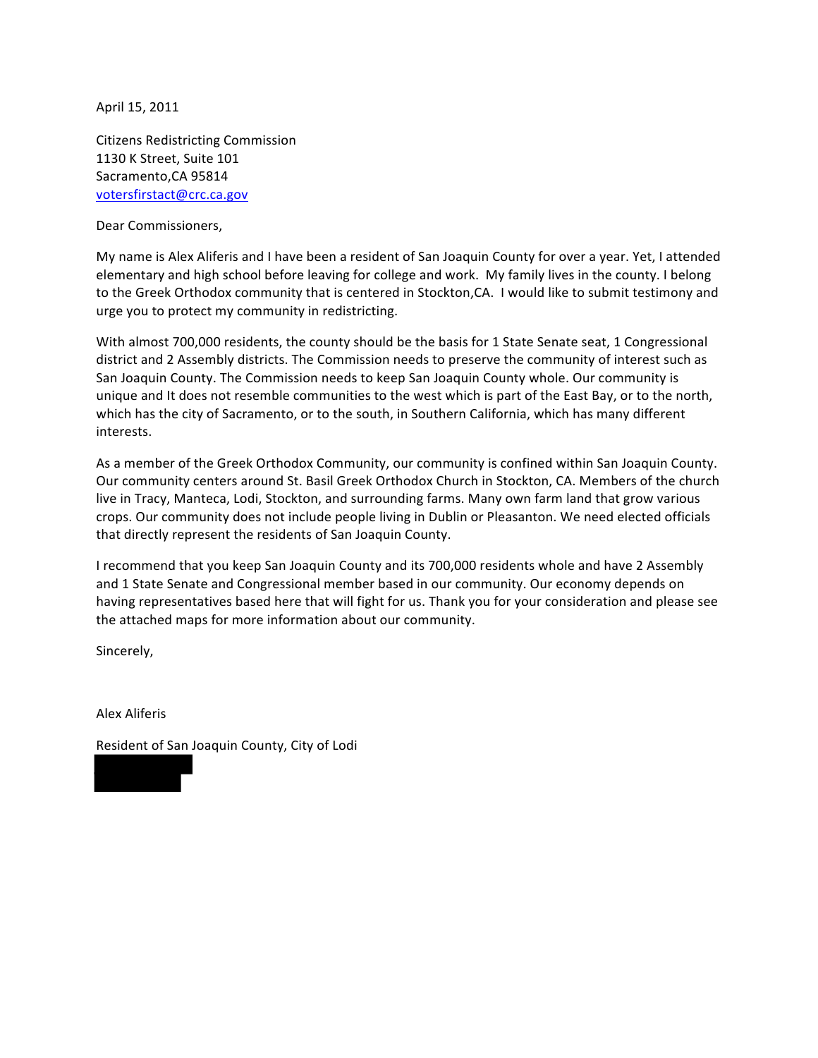April 15, 2011

Citizens Redistricting Commission
1130 K Street, Suite 101
Sacramento,CA 95814
votersfirstact@crc.ca.gov

Dear Commissioners,

My name is Alex Aliferis and I have been a resident of San Joaquin County for over a year. Yet, I attended elementary and high school before leaving for college and work. My family lives in the county. I belong to the Greek Orthodox community that is centered in Stockton,CA. I would like to submit testimony and urge you to protect my community in redistricting.

With almost 700,000 residents, the county should be the basis for 1 State Senate seat, 1 Congressional district and 2 Assembly districts. The Commission needs to preserve the community of interest such as San Joaquin County. The Commission needs to keep San Joaquin County whole. Our community is unique and It does not resemble communities to the west which is part of the East Bay, or to the north, which has the city of Sacramento, or to the south, in Southern California, which has many different interests.

As a member of the Greek Orthodox Community, our community is confined within San Joaquin County. Our community centers around St. Basil Greek Orthodox Church in Stockton, CA. Members of the church live in Tracy, Manteca, Lodi, Stockton, and surrounding farms. Many own farm land that grow various crops. Our community does not include people living in Dublin or Pleasanton. We need elected officials that directly represent the residents of San Joaquin County.

I recommend that you keep San Joaquin County and its 700,000 residents whole and have 2 Assembly and 1 State Senate and Congressional member based in our community. Our economy depends on having representatives based here that will fight for us. Thank you for your consideration and please see the attached maps for more information about our community.

Sincerely,

Alex Aliferis

Resident of San Joaquin County, City of Lodi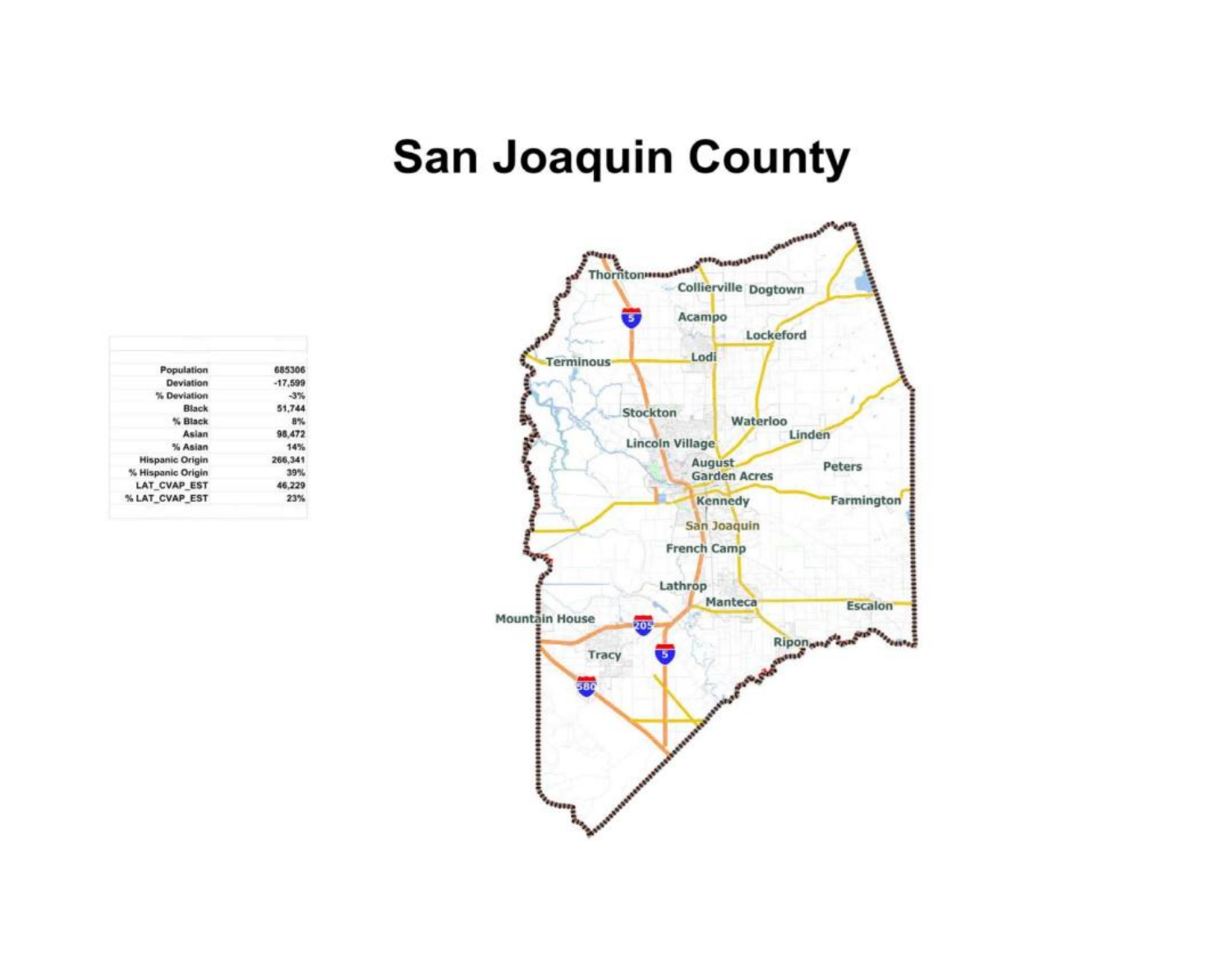# San Joaquin County

| | |
|---|---|
| Population | 685306 |
| Deviation | -17,599 |
| % Deviation | -3% |
| Black | 51,744 |
| % Black | 8% |
| Asian | 98,472 |
| % Asian | 14% |
| Hispanic Origin | 266,341 |
| % Hispanic Origin | 39% |
| LAT_CVAP_EST | 46,229 |
| % LAT_CVAP_EST | 23% |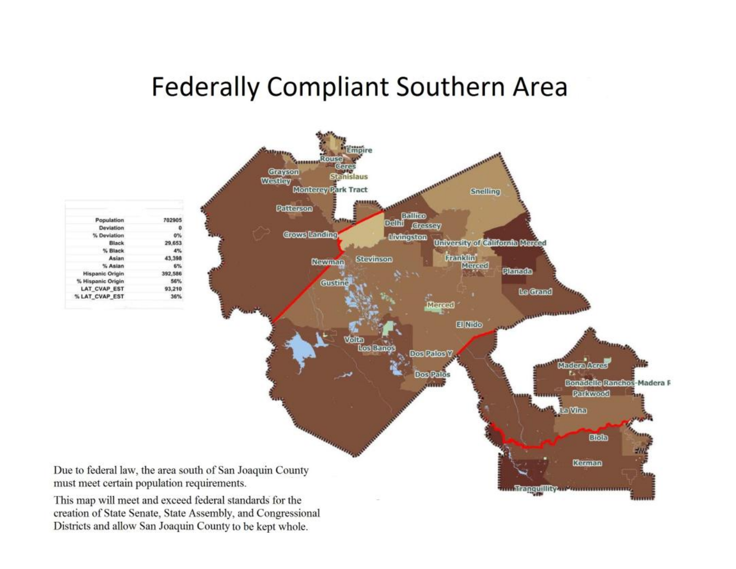# Federally Compliant Southern Area

| | |
|---|---|
| Population | 702905 |
| Deviation | 0 |
| % Deviation | 0% |
| Black | 29,653 |
| % Black | 4% |
| Asian | 43,398 |
| % Asian | 6% |
| Hispanic Origin | 392,586 |
| % Hispanic Origin | 56% |
| LAT_CVAP_EST | 93,210 |
| % LAT_CVAP_EST | 36% |

Empire
Rouse
Ceres
Stanislaus
Grayson
Westley
Monterey Park Tract
Patterson
Crows Landing
Snelling
Ballico
Delhi
Cressey
Livingston
University of California Merced
Franklin
Merced
Planada
Newman
Stevinson
Gustine
Le Grand
Merced
El Nido
Volta
Los Banos
Dos Palos Y
Dos Palos
Madera Acres
Bonadelle Ranchos-Madera R
Parkwood
La Vina
Biola
Kerman
Tranquillity

Due to federal law, the area south of San Joaquin County must meet certain population requirements.

This map will meet and exceed federal standards for the creation of State Senate, State Assembly, and Congressional Districts and allow San Joaquin County to be kept whole.